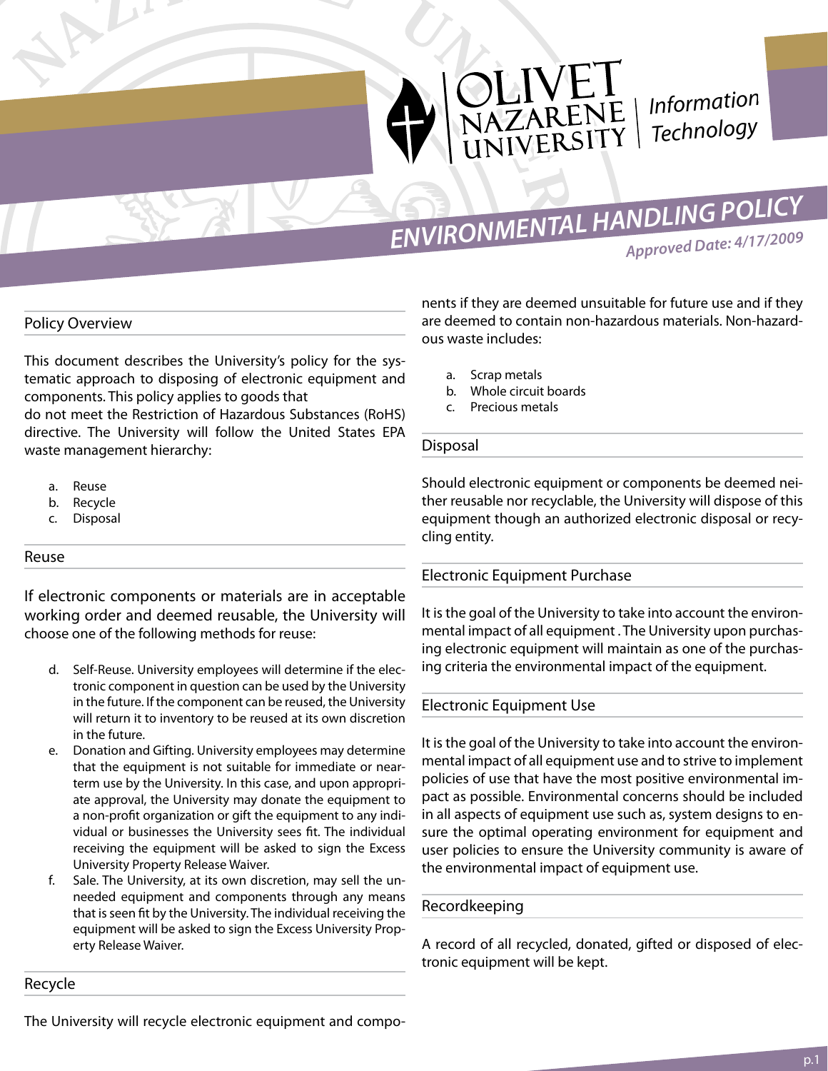Olivet Nazarene University | Information Technology

# ENVIRONMENTAL HANDLING POLICY

*Approved Date: 4/17/2009*

## Policy Overview

This document describes the University's policy for the systematic approach to disposing of electronic equipment and components. This policy applies to goods that do not meet the Restriction of Hazardous Substances (RoHS) directive. The University will follow the United States EPA waste management hierarchy:

a. Reuse
b. Recycle
c. Disposal

## Reuse

If electronic components or materials are in acceptable working order and deemed reusable, the University will choose one of the following methods for reuse:

d. Self-Reuse. University employees will determine if the electronic component in question can be used by the University in the future. If the component can be reused, the University will return it to inventory to be reused at its own discretion in the future.
e. Donation and Gifting. University employees may determine that the equipment is not suitable for immediate or near-term use by the University. In this case, and upon appropriate approval, the University may donate the equipment to a non-profit organization or gift the equipment to any individual or businesses the University sees fit. The individual receiving the equipment will be asked to sign the Excess University Property Release Waiver.
f. Sale. The University, at its own discretion, may sell the unneeded equipment and components through any means that is seen fit by the University. The individual receiving the equipment will be asked to sign the Excess University Property Release Waiver.

## Recycle

The University will recycle electronic equipment and components if they are deemed unsuitable for future use and if they are deemed to contain non-hazardous materials. Non-hazardous waste includes:

a. Scrap metals
b. Whole circuit boards
c. Precious metals

## Disposal

Should electronic equipment or components be deemed neither reusable nor recyclable, the University will dispose of this equipment though an authorized electronic disposal or recycling entity.

## Electronic Equipment Purchase

It is the goal of the University to take into account the environmental impact of all equipment . The University upon purchasing electronic equipment will maintain as one of the purchasing criteria the environmental impact of the equipment.

## Electronic Equipment Use

It is the goal of the University to take into account the environmental impact of all equipment use and to strive to implement policies of use that have the most positive environmental impact as possible. Environmental concerns should be included in all aspects of equipment use such as, system designs to ensure the optimal operating environment for equipment and user policies to ensure the University community is aware of the environmental impact of equipment use.

## Recordkeeping

A record of all recycled, donated, gifted or disposed of electronic equipment will be kept.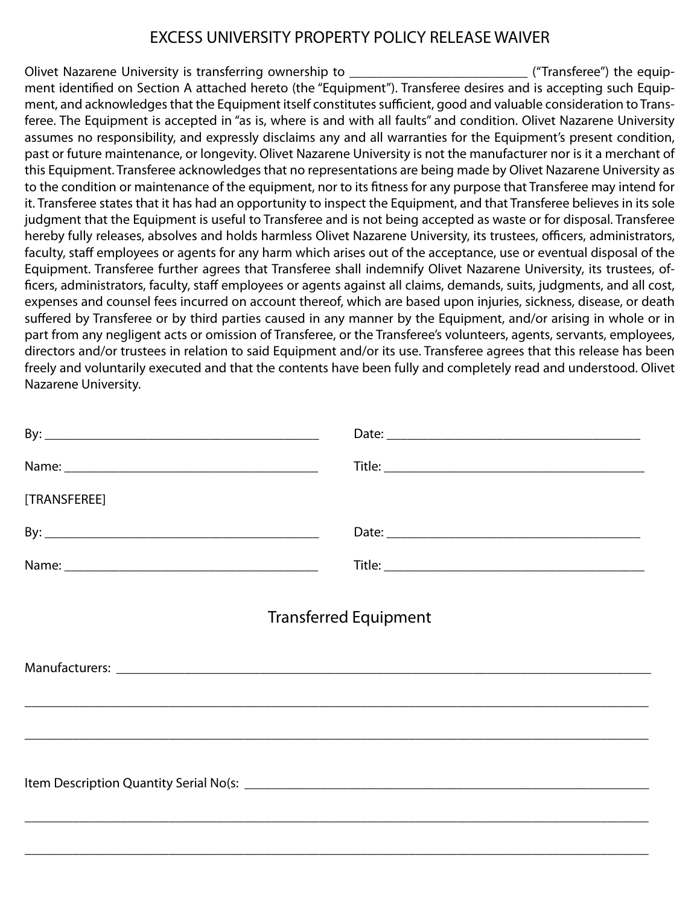# EXCESS UNIVERSITY PROPERTY POLICY RELEASE WAIVER

Olivet Nazarene University is transferring ownership to ___________________________ ("Transferee") the equipment identified on Section A attached hereto (the "Equipment"). Transferee desires and is accepting such Equipment, and acknowledges that the Equipment itself constitutes sufficient, good and valuable consideration to Transferee. The Equipment is accepted in "as is, where is and with all faults" and condition. Olivet Nazarene University assumes no responsibility, and expressly disclaims any and all warranties for the Equipment's present condition, past or future maintenance, or longevity. Olivet Nazarene University is not the manufacturer nor is it a merchant of this Equipment. Transferee acknowledges that no representations are being made by Olivet Nazarene University as to the condition or maintenance of the equipment, nor to its fitness for any purpose that Transferee may intend for it. Transferee states that it has had an opportunity to inspect the Equipment, and that Transferee believes in its sole judgment that the Equipment is useful to Transferee and is not being accepted as waste or for disposal. Transferee hereby fully releases, absolves and holds harmless Olivet Nazarene University, its trustees, officers, administrators, faculty, staff employees or agents for any harm which arises out of the acceptance, use or eventual disposal of the Equipment. Transferee further agrees that Transferee shall indemnify Olivet Nazarene University, its trustees, officers, administrators, faculty, staff employees or agents against all claims, demands, suits, judgments, and all cost, expenses and counsel fees incurred on account thereof, which are based upon injuries, sickness, disease, or death suffered by Transferee or by third parties caused in any manner by the Equipment, and/or arising in whole or in part from any negligent acts or omission of Transferee, or the Transferee's volunteers, agents, servants, employees, directors and/or trustees in relation to said Equipment and/or its use. Transferee agrees that this release has been freely and voluntarily executed and that the contents have been fully and completely read and understood. Olivet Nazarene University.

By: ________________________________________ Date: ______________________________________

Name: ______________________________________ Title: ______________________________________

[TRANSFEREE]

By: ________________________________________ Date: ______________________________________

Name: ______________________________________ Title: ______________________________________

## Transferred Equipment

Manufacturers: ___________________________________________________________________________

_________________________________________________________________________________________

_________________________________________________________________________________________

Item Description Quantity Serial No(s: _____________________________________________________

_________________________________________________________________________________________

_________________________________________________________________________________________